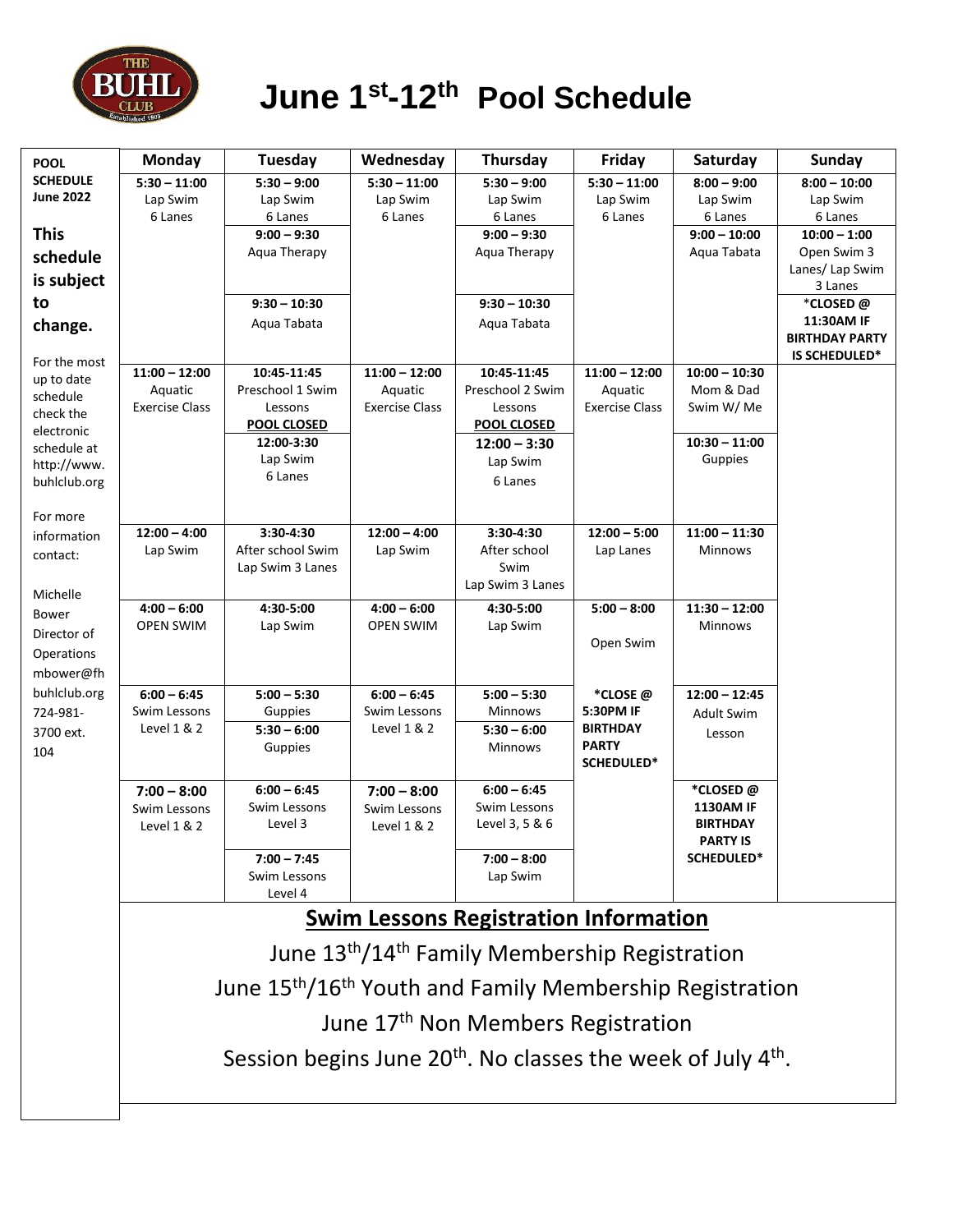# June 1st-12th Pool Schedule

**POOL SCHEDULE June 2022**

**This schedule is subject to change.**

For the most up to date schedule check the electronic schedule at http://www.buhlclub.org

For more information contact:

Michelle Bower
Director of Operations
mbower@fhbuhlclub.org
724-981-3700 ext. 104

| Monday | Tuesday | Wednesday | Thursday | Friday | Saturday | Sunday |
|---|---|---|---|---|---|---|
| **5:30 – 11:00** Lap Swim 6 Lanes | **5:30 – 9:00** Lap Swim 6 Lanes | **5:30 – 11:00** Lap Swim 6 Lanes | **5:30 – 9:00** Lap Swim 6 Lanes | **5:30 – 11:00** Lap Swim 6 Lanes | **8:00 – 9:00** Lap Swim 6 Lanes | **8:00 – 10:00** Lap Swim 6 Lanes |
| | **9:00 – 9:30** Aqua Therapy | | **9:00 – 9:30** Aqua Therapy | | **9:00 – 10:00** Aqua Tabata | **10:00 – 1:00** Open Swim 3 Lanes/ Lap Swim 3 Lanes |
| | **9:30 – 10:30** Aqua Tabata | | **9:30 – 10:30** Aqua Tabata | | | ***CLOSED @ 11:30AM IF BIRTHDAY PARTY IS SCHEDULED*** |
| **11:00 – 12:00** Aquatic Exercise Class | **10:45-11:45** Preschool 1 Swim Lessons **POOL CLOSED** | **11:00 – 12:00** Aquatic Exercise Class | **10:45-11:45** Preschool 2 Swim Lessons **POOL CLOSED** | **11:00 – 12:00** Aquatic Exercise Class | **10:00 – 10:30** Mom & Dad Swim W/ Me | |
| | **12:00-3:30** Lap Swim 6 Lanes | | **12:00 – 3:30** Lap Swim 6 Lanes | | **10:30 – 11:00** Guppies | |
| **12:00 – 4:00** Lap Swim | **3:30-4:30** After school Swim Lap Swim 3 Lanes | **12:00 – 4:00** Lap Swim | **3:30-4:30** After school Swim Lap Swim 3 Lanes | **12:00 – 5:00** Lap Lanes | **11:00 – 11:30** Minnows | |
| **4:00 – 6:00** OPEN SWIM | **4:30-5:00** Lap Swim | **4:00 – 6:00** OPEN SWIM | **4:30-5:00** Lap Swim | **5:00 – 8:00** Open Swim | **11:30 – 12:00** Minnows | |
| **6:00 – 6:45** Swim Lessons Level 1 & 2 | **5:00 – 5:30** Guppies | **6:00 – 6:45** Swim Lessons Level 1 & 2 | **5:00 – 5:30** Minnows | ***CLOSE @ 5:30PM IF BIRTHDAY PARTY SCHEDULED*** | **12:00 – 12:45** Adult Swim Lesson | |
| | **5:30 – 6:00** Guppies | | **5:30 – 6:00** Minnows | | | |
| **7:00 – 8:00** Swim Lessons Level 1 & 2 | **6:00 – 6:45** Swim Lessons Level 3 | **7:00 – 8:00** Swim Lessons Level 1 & 2 | **6:00 – 6:45** Swim Lessons Level 3, 5 & 6 | | ***CLOSED @ 1130AM IF BIRTHDAY PARTY IS SCHEDULED*** | |
| | **7:00 – 7:45** Swim Lessons Level 4 | | **7:00 – 8:00** Lap Swim | | | |

## Swim Lessons Registration Information

June 13th/14th Family Membership Registration

June 15th/16th Youth and Family Membership Registration

June 17th Non Members Registration

Session begins June 20th. No classes the week of July 4th.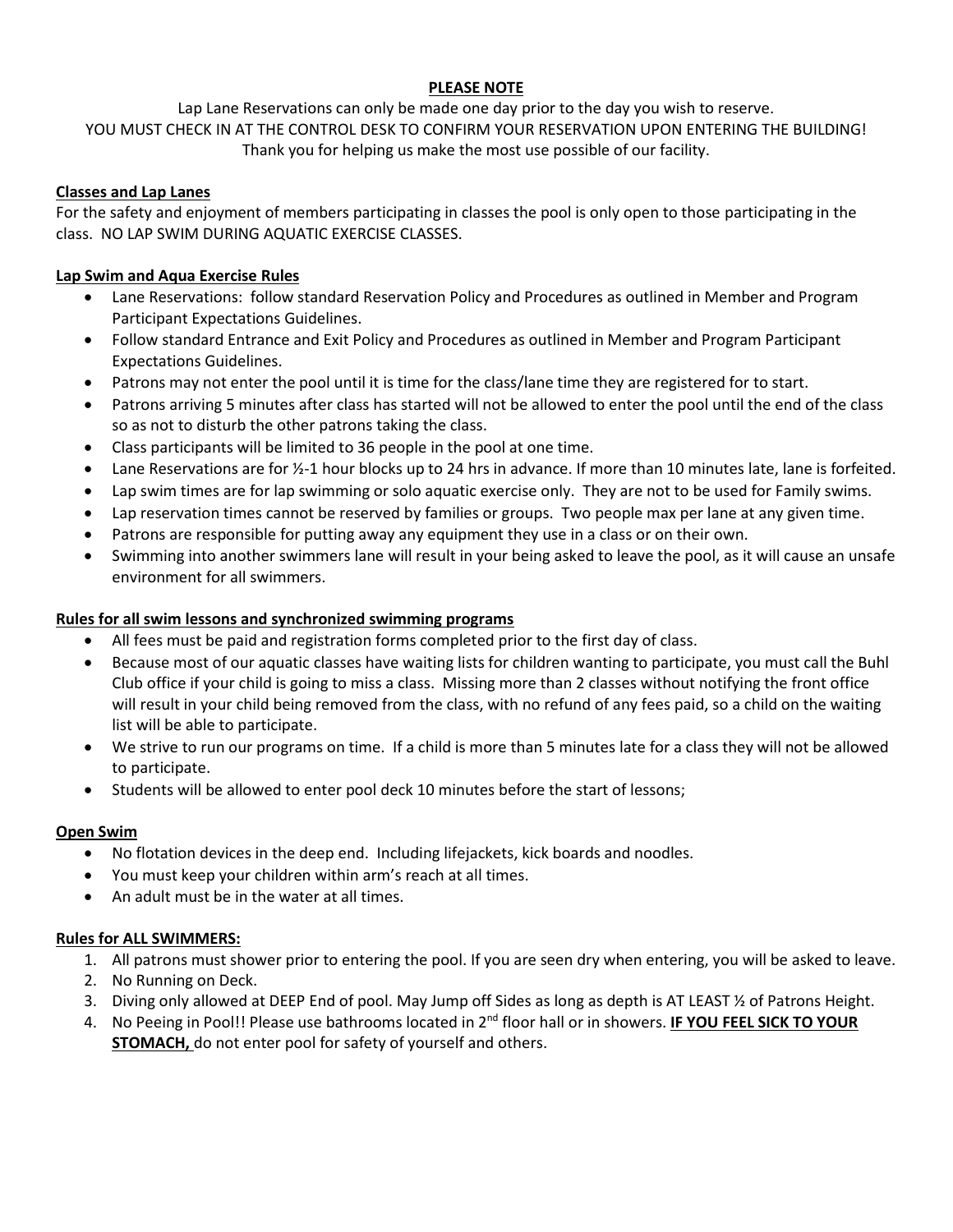**PLEASE NOTE**

Lap Lane Reservations can only be made one day prior to the day you wish to reserve.
YOU MUST CHECK IN AT THE CONTROL DESK TO CONFIRM YOUR RESERVATION UPON ENTERING THE BUILDING!
Thank you for helping us make the most use possible of our facility.

**Classes and Lap Lanes**

For the safety and enjoyment of members participating in classes the pool is only open to those participating in the class. NO LAP SWIM DURING AQUATIC EXERCISE CLASSES.

**Lap Swim and Aqua Exercise Rules**

- Lane Reservations: follow standard Reservation Policy and Procedures as outlined in Member and Program Participant Expectations Guidelines.
- Follow standard Entrance and Exit Policy and Procedures as outlined in Member and Program Participant Expectations Guidelines.
- Patrons may not enter the pool until it is time for the class/lane time they are registered for to start.
- Patrons arriving 5 minutes after class has started will not be allowed to enter the pool until the end of the class so as not to disturb the other patrons taking the class.
- Class participants will be limited to 36 people in the pool at one time.
- Lane Reservations are for ½-1 hour blocks up to 24 hrs in advance. If more than 10 minutes late, lane is forfeited.
- Lap swim times are for lap swimming or solo aquatic exercise only. They are not to be used for Family swims.
- Lap reservation times cannot be reserved by families or groups. Two people max per lane at any given time.
- Patrons are responsible for putting away any equipment they use in a class or on their own.
- Swimming into another swimmers lane will result in your being asked to leave the pool, as it will cause an unsafe environment for all swimmers.

**Rules for all swim lessons and synchronized swimming programs**

- All fees must be paid and registration forms completed prior to the first day of class.
- Because most of our aquatic classes have waiting lists for children wanting to participate, you must call the Buhl Club office if your child is going to miss a class. Missing more than 2 classes without notifying the front office will result in your child being removed from the class, with no refund of any fees paid, so a child on the waiting list will be able to participate.
- We strive to run our programs on time. If a child is more than 5 minutes late for a class they will not be allowed to participate.
- Students will be allowed to enter pool deck 10 minutes before the start of lessons;

**Open Swim**

- No flotation devices in the deep end. Including lifejackets, kick boards and noodles.
- You must keep your children within arm's reach at all times.
- An adult must be in the water at all times.

**Rules for ALL SWIMMERS:**

1. All patrons must shower prior to entering the pool. If you are seen dry when entering, you will be asked to leave.
2. No Running on Deck.
3. Diving only allowed at DEEP End of pool. May Jump off Sides as long as depth is AT LEAST ½ of Patrons Height.
4. No Peeing in Pool!! Please use bathrooms located in 2nd floor hall or in showers. **IF YOU FEEL SICK TO YOUR STOMACH,** do not enter pool for safety of yourself and others.